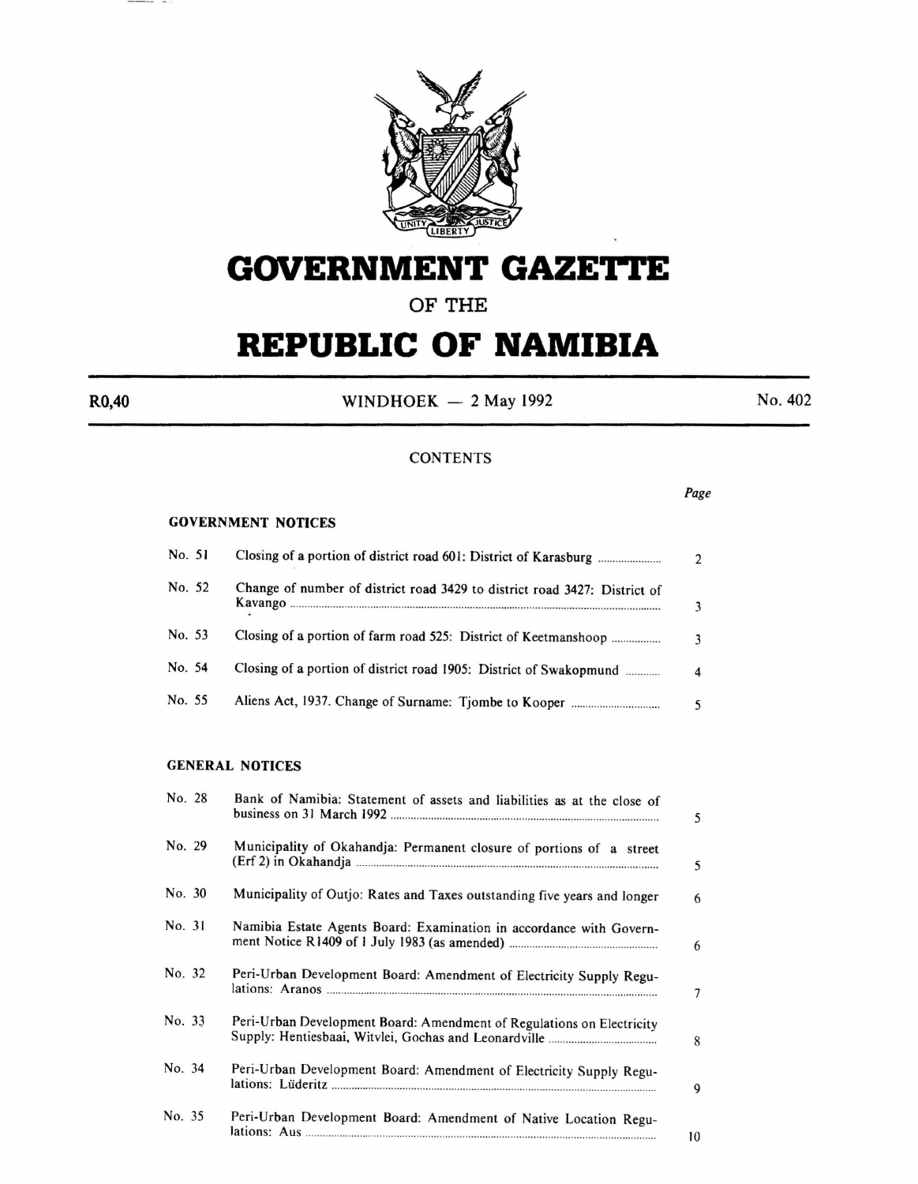# GOVERNMENT GAZETTE

## OF THE

# REPUBLIC OF NAMIBIA

| R0,40 | WINDHOEK — 2 May 1992 | No. 402 |
|---|---|---|

CONTENTS

| | | Page |
|---|---|---|
| **GOVERNMENT NOTICES** | | |
| No. 51 | Closing of a portion of district road 601: District of Karasburg | 2 |
| No. 52 | Change of number of district road 3429 to district road 3427: District of Kavango | 3 |
| No. 53 | Closing of a portion of farm road 525: District of Keetmanshoop | 3 |
| No. 54 | Closing of a portion of district road 1905: District of Swakopmund | 4 |
| No. 55 | Aliens Act, 1937. Change of Surname: Tjombe to Kooper | 5 |
| **GENERAL NOTICES** | | |
| No. 28 | Bank of Namibia: Statement of assets and liabilities as at the close of business on 31 March 1992 | 5 |
| No. 29 | Municipality of Okahandja: Permanent closure of portions of a street (Erf 2) in Okahandja | 5 |
| No. 30 | Municipality of Outjo: Rates and Taxes outstanding five years and longer | 6 |
| No. 31 | Namibia Estate Agents Board: Examination in accordance with Government Notice R1409 of 1 July 1983 (as amended) | 6 |
| No. 32 | Peri-Urban Development Board: Amendment of Electricity Supply Regulations: Aranos | 7 |
| No. 33 | Peri-Urban Development Board: Amendment of Regulations on Electricity Supply: Hentiesbaai, Witvlei, Gochas and Leonardville | 8 |
| No. 34 | Peri-Urban Development Board: Amendment of Electricity Supply Regulations: Lüderitz | 9 |
| No. 35 | Peri-Urban Development Board: Amendment of Native Location Regulations: Aus | 10 |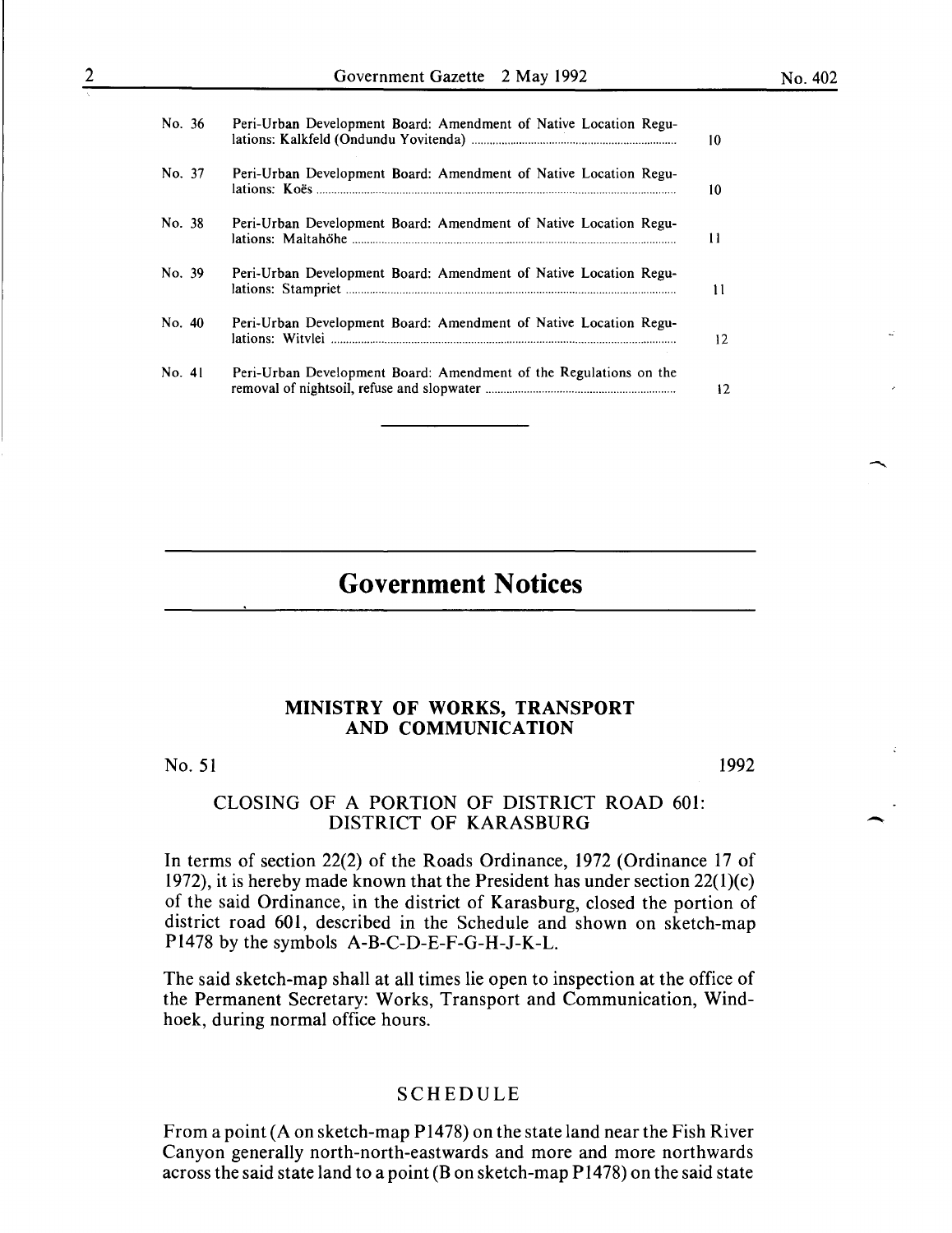| | | |
|---|---|---|
| No. 36 | Peri-Urban Development Board: Amendment of Native Location Regulations: Kalkfeld (Ondundu Yovitenda) | 10 |
| No. 37 | Peri-Urban Development Board: Amendment of Native Location Regulations: Koës | 10 |
| No. 38 | Peri-Urban Development Board: Amendment of Native Location Regulations: Maltahöhe | 11 |
| No. 39 | Peri-Urban Development Board: Amendment of Native Location Regulations: Stampriet | 11 |
| No. 40 | Peri-Urban Development Board: Amendment of Native Location Regulations: Witvlei | 12 |
| No. 41 | Peri-Urban Development Board: Amendment of the Regulations on the removal of nightsoil, refuse and slopwater | 12 |

# Government Notices

## MINISTRY OF WORKS, TRANSPORT AND COMMUNICATION

No. 51 1992

### CLOSING OF A PORTION OF DISTRICT ROAD 601: DISTRICT OF KARASBURG

In terms of section 22(2) of the Roads Ordinance, 1972 (Ordinance 17 of 1972), it is hereby made known that the President has under section 22(1)(c) of the said Ordinance, in the district of Karasburg, closed the portion of district road 601, described in the Schedule and shown on sketch-map P1478 by the symbols A-B-C-D-E-F-G-H-J-K-L.

The said sketch-map shall at all times lie open to inspection at the office of the Permanent Secretary: Works, Transport and Communication, Windhoek, during normal office hours.

### SCHEDULE

From a point (A on sketch-map P1478) on the state land near the Fish River Canyon generally north-north-eastwards and more and more northwards across the said state land to a point (B on sketch-map P1478) on the said state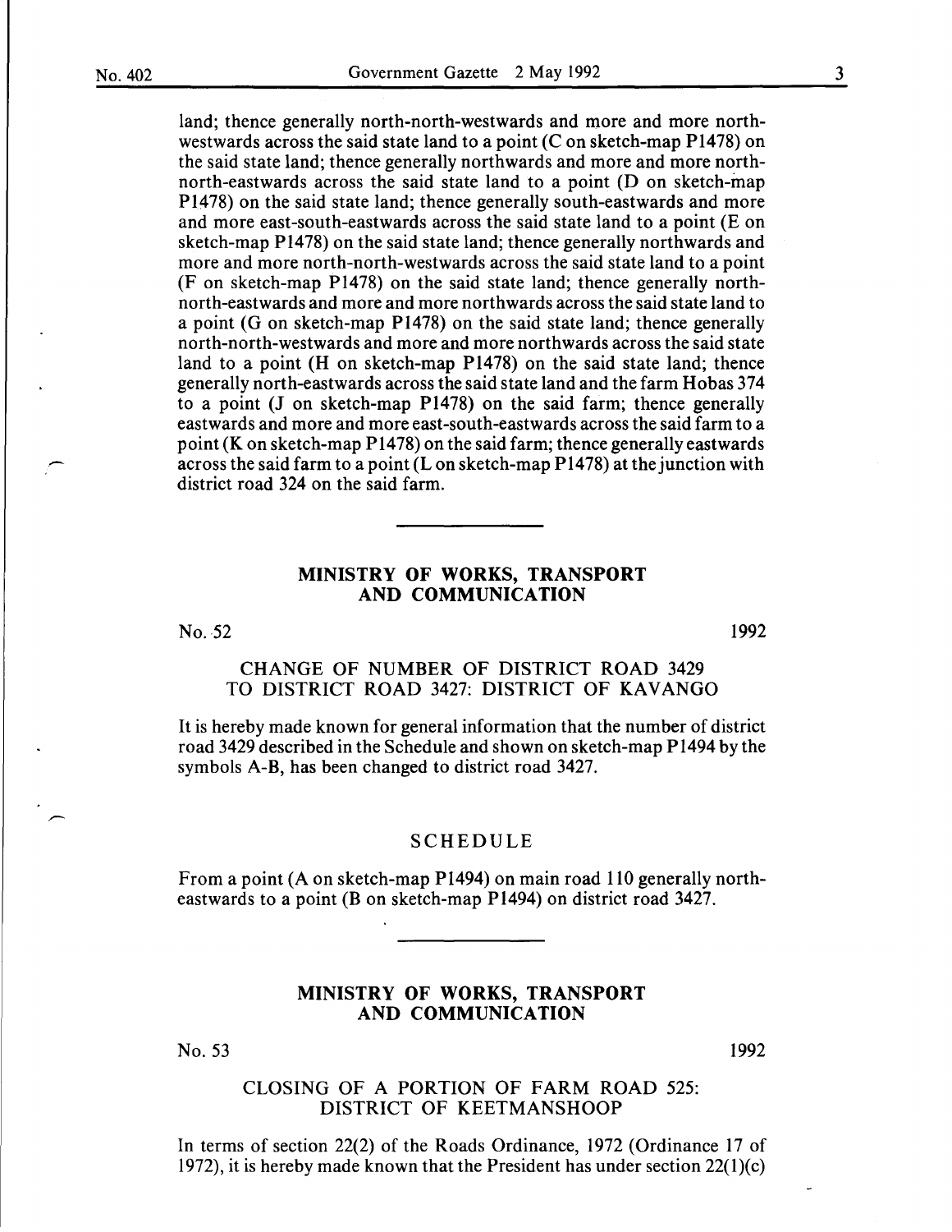land; thence generally north-north-westwards and more and more north-westwards across the said state land to a point (C on sketch-map P1478) on the said state land; thence generally northwards and more and more north-north-eastwards across the said state land to a point (D on sketch-map P1478) on the said state land; thence generally south-eastwards and more and more east-south-eastwards across the said state land to a point (E on sketch-map P1478) on the said state land; thence generally northwards and more and more north-north-westwards across the said state land to a point (F on sketch-map P1478) on the said state land; thence generally north-north-eastwards and more and more northwards across the said state land to a point (G on sketch-map P1478) on the said state land; thence generally north-north-westwards and more and more northwards across the said state land to a point (H on sketch-map P1478) on the said state land; thence generally north-eastwards across the said state land and the farm Hobas 374 to a point (J on sketch-map P1478) on the said farm; thence generally eastwards and more and more east-south-eastwards across the said farm to a point (K on sketch-map P1478) on the said farm; thence generally eastwards across the said farm to a point (L on sketch-map P1478) at the junction with district road 324 on the said farm.

---

## MINISTRY OF WORKS, TRANSPORT AND COMMUNICATION

No. 52 1992

### CHANGE OF NUMBER OF DISTRICT ROAD 3429 TO DISTRICT ROAD 3427: DISTRICT OF KAVANGO

It is hereby made known for general information that the number of district road 3429 described in the Schedule and shown on sketch-map P1494 by the symbols A-B, has been changed to district road 3427.

### SCHEDULE

From a point (A on sketch-map P1494) on main road 110 generally north-eastwards to a point (B on sketch-map P1494) on district road 3427.

---

## MINISTRY OF WORKS, TRANSPORT AND COMMUNICATION

No. 53 1992

### CLOSING OF A PORTION OF FARM ROAD 525: DISTRICT OF KEETMANSHOOP

In terms of section 22(2) of the Roads Ordinance, 1972 (Ordinance 17 of 1972), it is hereby made known that the President has under section 22(1)(c)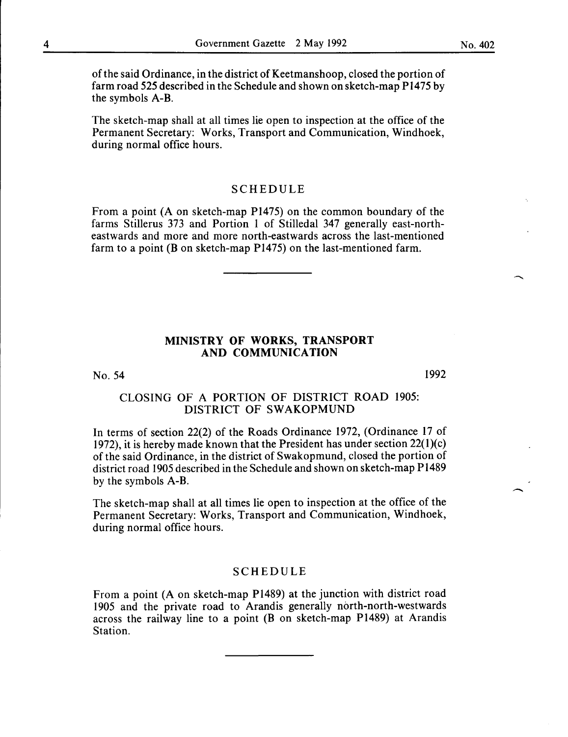of the said Ordinance, in the district of Keetmanshoop, closed the portion of farm road 525 described in the Schedule and shown on sketch-map P1475 by the symbols A-B.

The sketch-map shall at all times lie open to inspection at the office of the Permanent Secretary: Works, Transport and Communication, Windhoek, during normal office hours.

### SCHEDULE

From a point (A on sketch-map P1475) on the common boundary of the farms Stillerus 373 and Portion 1 of Stilledal 347 generally east-north-eastwards and more and more north-eastwards across the last-mentioned farm to a point (B on sketch-map P1475) on the last-mentioned farm.

---

## MINISTRY OF WORKS, TRANSPORT AND COMMUNICATION

No. 54 1992

### CLOSING OF A PORTION OF DISTRICT ROAD 1905: DISTRICT OF SWAKOPMUND

In terms of section 22(2) of the Roads Ordinance 1972, (Ordinance 17 of 1972), it is hereby made known that the President has under section 22(1)(c) of the said Ordinance, in the district of Swakopmund, closed the portion of district road 1905 described in the Schedule and shown on sketch-map P1489 by the symbols A-B.

The sketch-map shall at all times lie open to inspection at the office of the Permanent Secretary: Works, Transport and Communication, Windhoek, during normal office hours.

### SCHEDULE

From a point (A on sketch-map P1489) at the junction with district road 1905 and the private road to Arandis generally north-north-westwards across the railway line to a point (B on sketch-map P1489) at Arandis Station.

---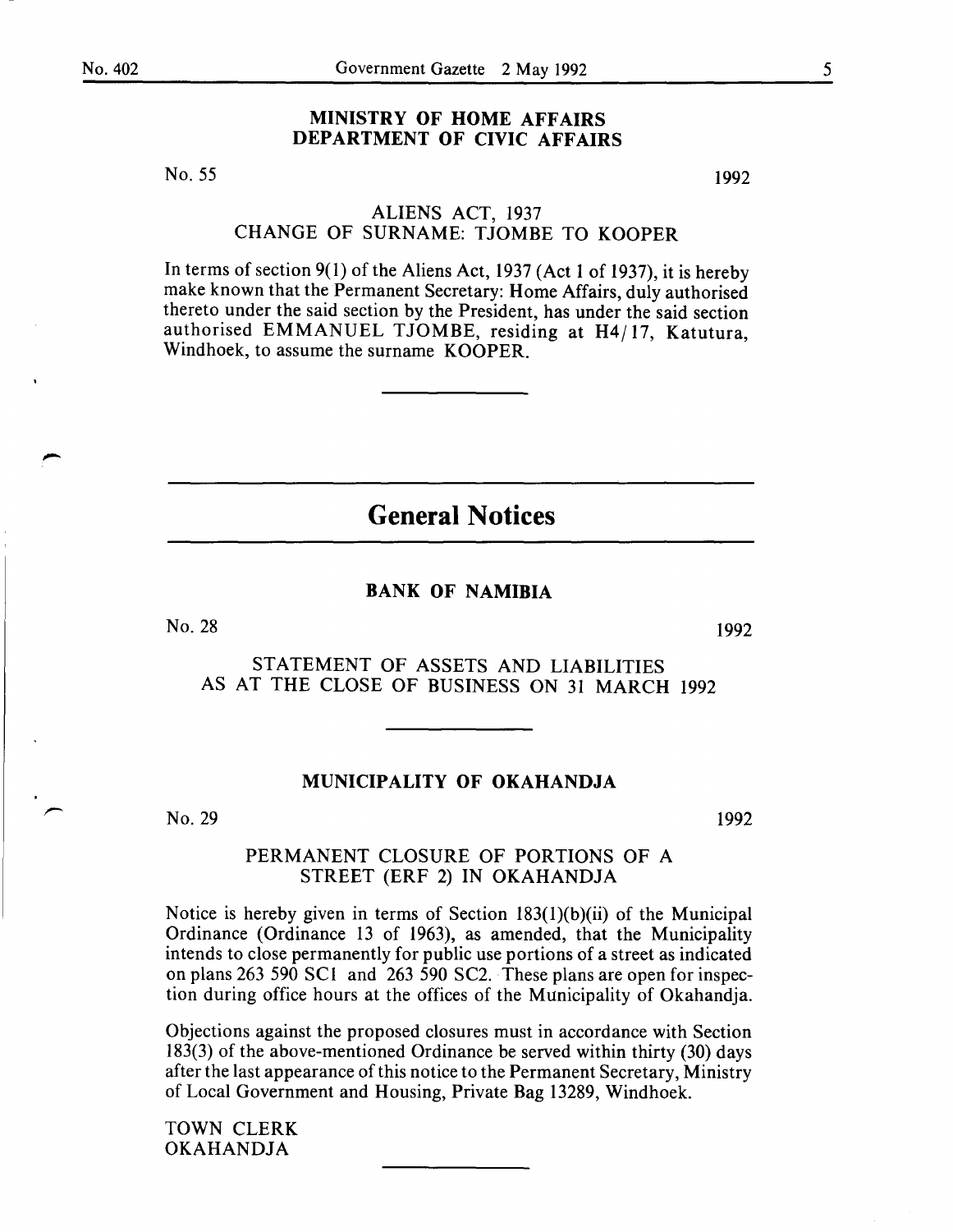## MINISTRY OF HOME AFFAIRS DEPARTMENT OF CIVIC AFFAIRS

No. 55 1992

ALIENS ACT, 1937
CHANGE OF SURNAME: TJOMBE TO KOOPER

In terms of section 9(1) of the Aliens Act, 1937 (Act 1 of 1937), it is hereby make known that the Permanent Secretary: Home Affairs, duly authorised thereto under the said section by the President, has under the said section authorised EMMANUEL TJOMBE, residing at H4/17, Katutura, Windhoek, to assume the surname KOOPER.

---

# General Notices

## BANK OF NAMIBIA

No. 28 1992

STATEMENT OF ASSETS AND LIABILITIES AS AT THE CLOSE OF BUSINESS ON 31 MARCH 1992

---

## MUNICIPALITY OF OKAHANDJA

No. 29 1992

PERMANENT CLOSURE OF PORTIONS OF A STREET (ERF 2) IN OKAHANDJA

Notice is hereby given in terms of Section 183(1)(b)(ii) of the Municipal Ordinance (Ordinance 13 of 1963), as amended, that the Municipality intends to close permanently for public use portions of a street as indicated on plans 263 590 SC1 and 263 590 SC2. These plans are open for inspection during office hours at the offices of the Municipality of Okahandja.

Objections against the proposed closures must in accordance with Section 183(3) of the above-mentioned Ordinance be served within thirty (30) days after the last appearance of this notice to the Permanent Secretary, Ministry of Local Government and Housing, Private Bag 13289, Windhoek.

TOWN CLERK
OKAHANDJA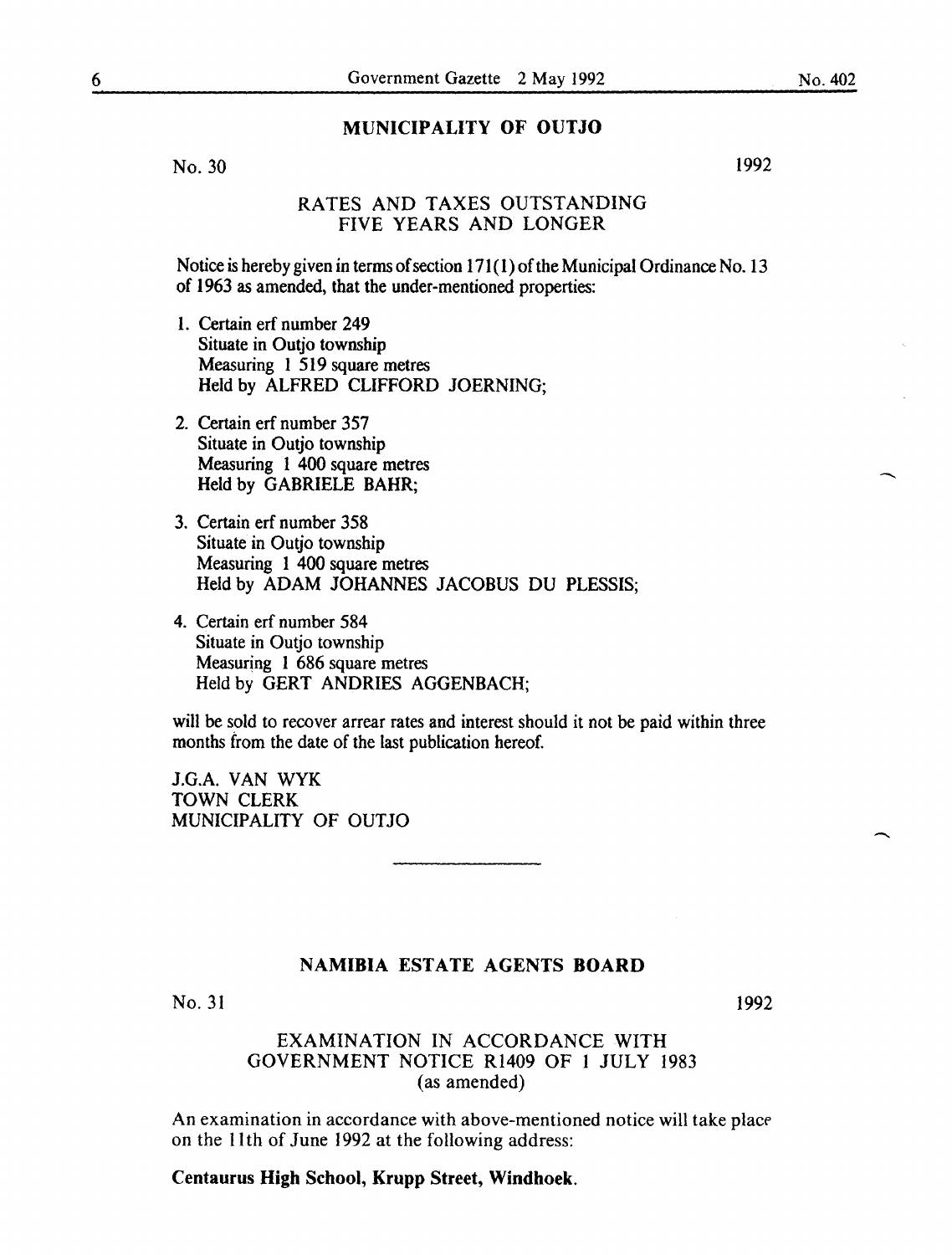## MUNICIPALITY OF OUTJO

No. 30 1992

### RATES AND TAXES OUTSTANDING FIVE YEARS AND LONGER

Notice is hereby given in terms of section 171(1) of the Municipal Ordinance No. 13 of 1963 as amended, that the under-mentioned properties:

1. Certain erf number 249
   Situate in Outjo township
   Measuring 1 519 square metres
   Held by ALFRED CLIFFORD JOERNING;

2. Certain erf number 357
   Situate in Outjo township
   Measuring 1 400 square metres
   Held by GABRIELE BAHR;

3. Certain erf number 358
   Situate in Outjo township
   Measuring 1 400 square metres
   Held by ADAM JOHANNES JACOBUS DU PLESSIS;

4. Certain erf number 584
   Situate in Outjo township
   Measuring 1 686 square metres
   Held by GERT ANDRIES AGGENBACH;

will be sold to recover arrear rates and interest should it not be paid within three months from the date of the last publication hereof.

J.G.A. VAN WYK
TOWN CLERK
MUNICIPALITY OF OUTJO

---

## NAMIBIA ESTATE AGENTS BOARD

No. 31 1992

### EXAMINATION IN ACCORDANCE WITH GOVERNMENT NOTICE R1409 OF 1 JULY 1983 (as amended)

An examination in accordance with above-mentioned notice will take place on the 11th of June 1992 at the following address:

**Centaurus High School, Krupp Street, Windhoek.**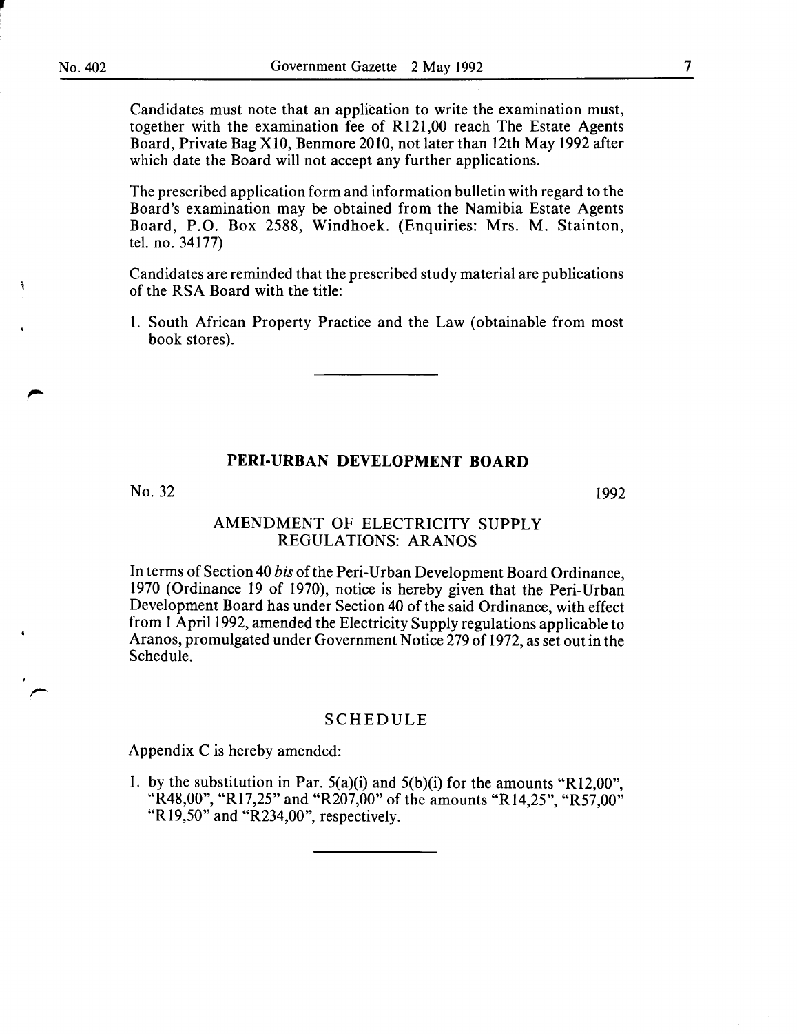Candidates must note that an application to write the examination must, together with the examination fee of R121,00 reach The Estate Agents Board, Private Bag X10, Benmore 2010, not later than 12th May 1992 after which date the Board will not accept any further applications.

The prescribed application form and information bulletin with regard to the Board's examination may be obtained from the Namibia Estate Agents Board, P.O. Box 2588, Windhoek. (Enquiries: Mrs. M. Stainton, tel. no. 34177)

Candidates are reminded that the prescribed study material are publications of the RSA Board with the title:

1. South African Property Practice and the Law (obtainable from most book stores).

## PERI-URBAN DEVELOPMENT BOARD

No. 32 1992

### AMENDMENT OF ELECTRICITY SUPPLY REGULATIONS: ARANOS

In terms of Section 40 *bis* of the Peri-Urban Development Board Ordinance, 1970 (Ordinance 19 of 1970), notice is hereby given that the Peri-Urban Development Board has under Section 40 of the said Ordinance, with effect from 1 April 1992, amended the Electricity Supply regulations applicable to Aranos, promulgated under Government Notice 279 of 1972, as set out in the Schedule.

### SCHEDULE

Appendix C is hereby amended:

1. by the substitution in Par. 5(a)(i) and 5(b)(i) for the amounts "R12,00", "R48,00", "R17,25" and "R207,00" of the amounts "R14,25", "R57,00" "R19,50" and "R234,00", respectively.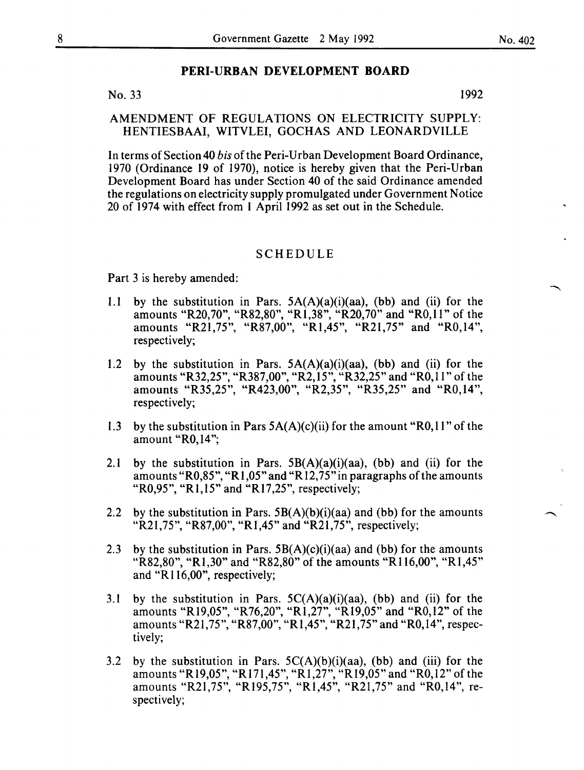## PERI-URBAN DEVELOPMENT BOARD

No. 33 1992

### AMENDMENT OF REGULATIONS ON ELECTRICITY SUPPLY: HENTIESBAAI, WITVLEI, GOCHAS AND LEONARDVILLE

In terms of Section 40 *bis* of the Peri-Urban Development Board Ordinance, 1970 (Ordinance 19 of 1970), notice is hereby given that the Peri-Urban Development Board has under Section 40 of the said Ordinance amended the regulations on electricity supply promulgated under Government Notice 20 of 1974 with effect from 1 April 1992 as set out in the Schedule.

### SCHEDULE

Part 3 is hereby amended:

1.1 by the substitution in Pars. 5A(A)(a)(i)(aa), (bb) and (ii) for the amounts "R20,70", "R82,80", "R1,38", "R20,70" and "R0,11" of the amounts "R21,75", "R87,00", "R1,45", "R21,75" and "R0,14", respectively;

1.2 by the substitution in Pars. 5A(A)(a)(i)(aa), (bb) and (ii) for the amounts "R32,25", "R387,00", "R2,15", "R32,25" and "R0,11" of the amounts "R35,25", "R423,00", "R2,35", "R35,25" and "R0,14", respectively;

1.3 by the substitution in Pars 5A(A)(c)(ii) for the amount "R0,11" of the amount "R0,14";

2.1 by the substitution in Pars. 5B(A)(a)(i)(aa), (bb) and (ii) for the amounts "R0,85", "R1,05" and "R12,75" in paragraphs of the amounts "R0,95", "R1,15" and "R17,25", respectively;

2.2 by the substitution in Pars. 5B(A)(b)(i)(aa) and (bb) for the amounts "R21,75", "R87,00", "R1,45" and "R21,75", respectively;

2.3 by the substitution in Pars. 5B(A)(c)(i)(aa) and (bb) for the amounts "R82,80", "R1,30" and "R82,80" of the amounts "R116,00", "R1,45" and "R116,00", respectively;

3.1 by the substitution in Pars. 5C(A)(a)(i)(aa), (bb) and (ii) for the amounts "R19,05", "R76,20", "R1,27", "R19,05" and "R0,12" of the amounts "R21,75", "R87,00", "R1,45", "R21,75" and "R0,14", respectively;

3.2 by the substitution in Pars. 5C(A)(b)(i)(aa), (bb) and (iii) for the amounts "R19,05", "R171,45", "R1,27", "R19,05" and "R0,12" of the amounts "R21,75", "R195,75", "R1,45", "R21,75" and "R0,14", respectively;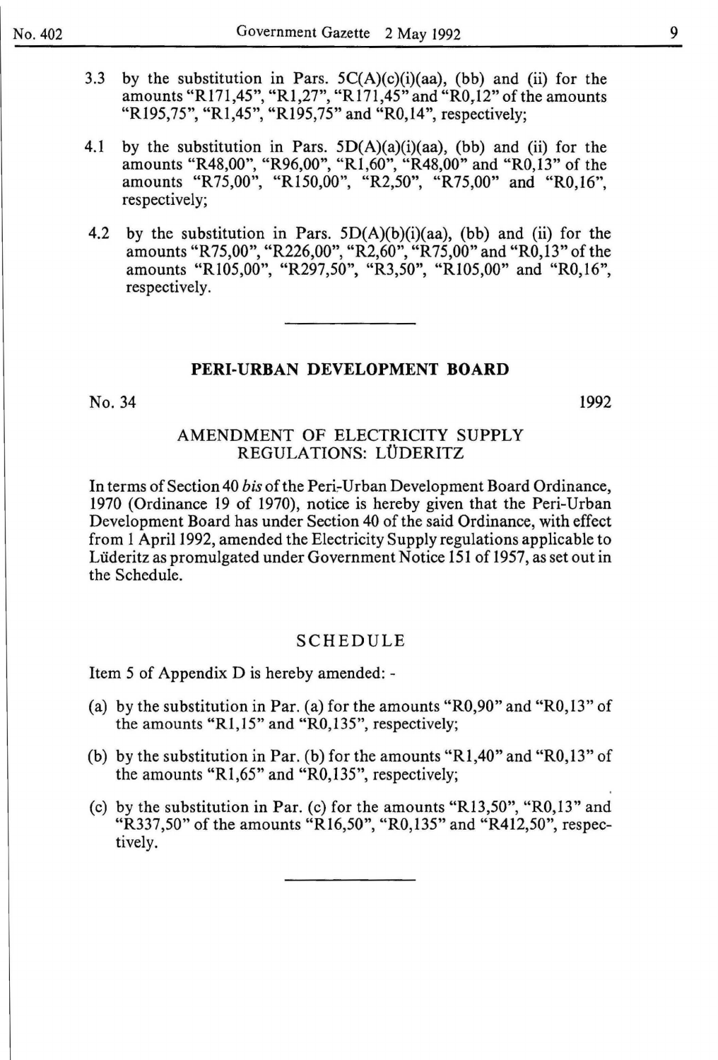3.3 by the substitution in Pars. 5C(A)(c)(i)(aa), (bb) and (ii) for the amounts "R171,45", "R1,27", "R171,45" and "R0,12" of the amounts "R195,75", "R1,45", "R195,75" and "R0,14", respectively;

4.1 by the substitution in Pars. 5D(A)(a)(i)(aa), (bb) and (ii) for the amounts "R48,00", "R96,00", "R1,60", "R48,00" and "R0,13" of the amounts "R75,00", "R150,00", "R2,50", "R75,00" and "R0,16", respectively;

4.2 by the substitution in Pars. 5D(A)(b)(i)(aa), (bb) and (ii) for the amounts "R75,00", "R226,00", "R2,60", "R75,00" and "R0,13" of the amounts "R105,00", "R297,50", "R3,50", "R105,00" and "R0,16", respectively.

---

## PERI-URBAN DEVELOPMENT BOARD

No. 34 1992

### AMENDMENT OF ELECTRICITY SUPPLY REGULATIONS: LÜDERITZ

In terms of Section 40 *bis* of the Peri-Urban Development Board Ordinance, 1970 (Ordinance 19 of 1970), notice is hereby given that the Peri-Urban Development Board has under Section 40 of the said Ordinance, with effect from 1 April 1992, amended the Electricity Supply regulations applicable to Lüderitz as promulgated under Government Notice 151 of 1957, as set out in the Schedule.

### SCHEDULE

Item 5 of Appendix D is hereby amended: -

(a) by the substitution in Par. (a) for the amounts "R0,90" and "R0,13" of the amounts "R1,15" and "R0,135", respectively;

(b) by the substitution in Par. (b) for the amounts "R1,40" and "R0,13" of the amounts "R1,65" and "R0,135", respectively;

(c) by the substitution in Par. (c) for the amounts "R13,50", "R0,13" and "R337,50" of the amounts "R16,50", "R0,135" and "R412,50", respectively.

---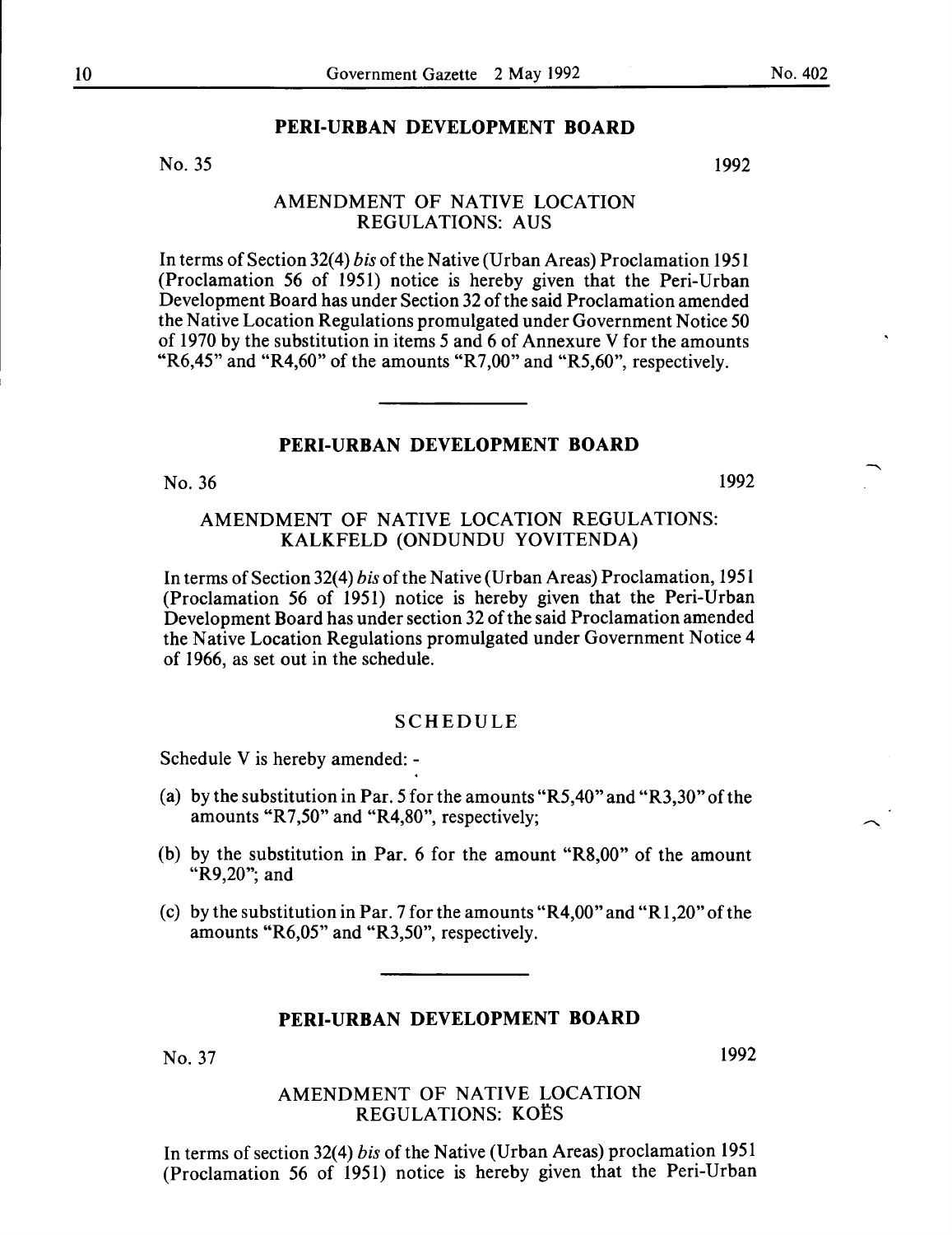## PERI-URBAN DEVELOPMENT BOARD

No. 35 1992

### AMENDMENT OF NATIVE LOCATION REGULATIONS: AUS

In terms of Section 32(4) *bis* of the Native (Urban Areas) Proclamation 1951 (Proclamation 56 of 1951) notice is hereby given that the Peri-Urban Development Board has under Section 32 of the said Proclamation amended the Native Location Regulations promulgated under Government Notice 50 of 1970 by the substitution in items 5 and 6 of Annexure V for the amounts "R6,45" and "R4,60" of the amounts "R7,00" and "R5,60", respectively.

---

## PERI-URBAN DEVELOPMENT BOARD

No. 36 1992

### AMENDMENT OF NATIVE LOCATION REGULATIONS: KALKFELD (ONDUNDU YOVITENDA)

In terms of Section 32(4) *bis* of the Native (Urban Areas) Proclamation, 1951 (Proclamation 56 of 1951) notice is hereby given that the Peri-Urban Development Board has under section 32 of the said Proclamation amended the Native Location Regulations promulgated under Government Notice 4 of 1966, as set out in the schedule.

#### SCHEDULE

Schedule V is hereby amended: -

(a) by the substitution in Par. 5 for the amounts "R5,40" and "R3,30" of the amounts "R7,50" and "R4,80", respectively;

(b) by the substitution in Par. 6 for the amount "R8,00" of the amount "R9,20"; and

(c) by the substitution in Par. 7 for the amounts "R4,00" and "R1,20" of the amounts "R6,05" and "R3,50", respectively.

---

## PERI-URBAN DEVELOPMENT BOARD

No. 37 1992

### AMENDMENT OF NATIVE LOCATION REGULATIONS: KOËS

In terms of section 32(4) *bis* of the Native (Urban Areas) proclamation 1951 (Proclamation 56 of 1951) notice is hereby given that the Peri-Urban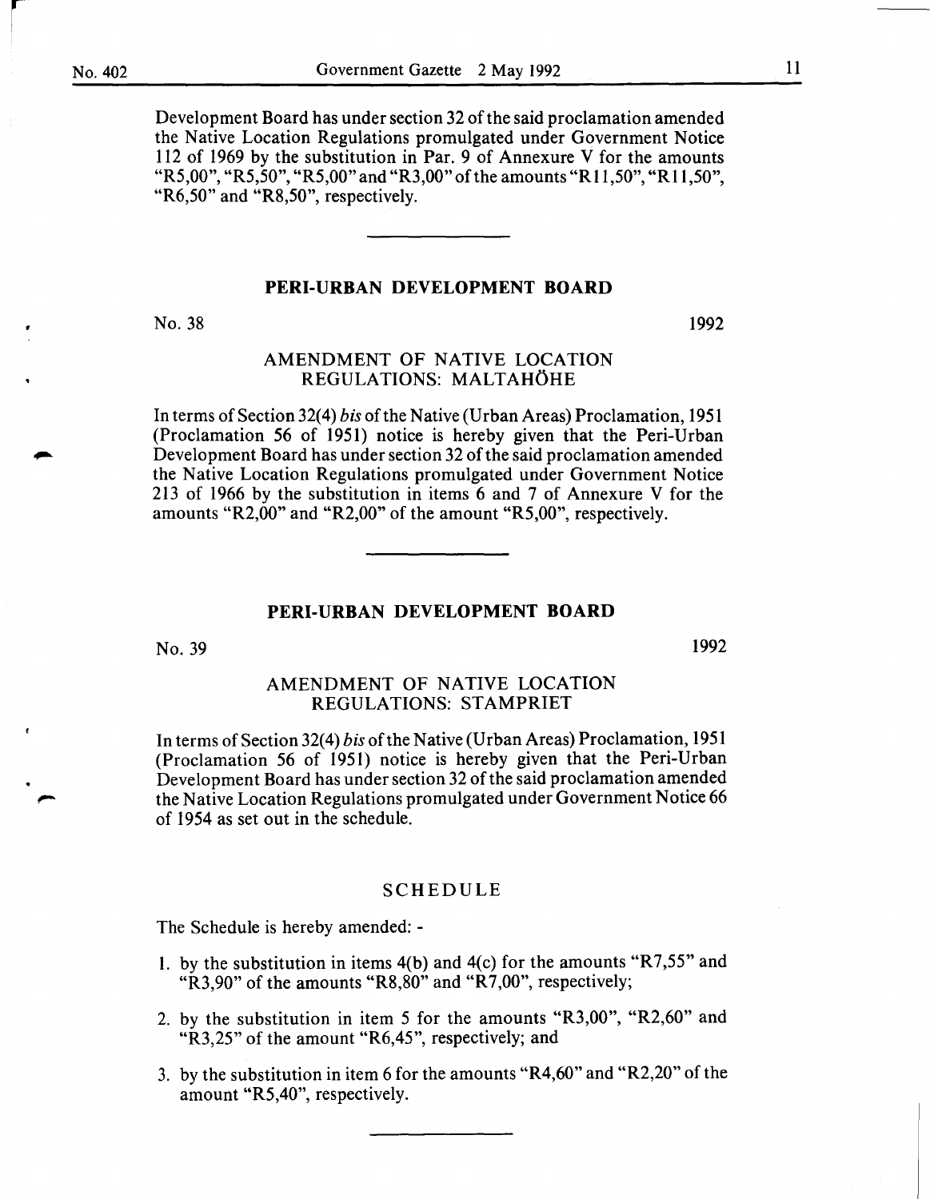Development Board has under section 32 of the said proclamation amended the Native Location Regulations promulgated under Government Notice 112 of 1969 by the substitution in Par. 9 of Annexure V for the amounts "R5,00", "R5,50", "R5,00" and "R3,00" of the amounts "R11,50", "R11,50", "R6,50" and "R8,50", respectively.

## PERI-URBAN DEVELOPMENT BOARD

No. 38 1992

### AMENDMENT OF NATIVE LOCATION REGULATIONS: MALTAHÖHE

In terms of Section 32(4) *bis* of the Native (Urban Areas) Proclamation, 1951 (Proclamation 56 of 1951) notice is hereby given that the Peri-Urban Development Board has under section 32 of the said proclamation amended the Native Location Regulations promulgated under Government Notice 213 of 1966 by the substitution in items 6 and 7 of Annexure V for the amounts "R2,00" and "R2,00" of the amount "R5,00", respectively.

## PERI-URBAN DEVELOPMENT BOARD

No. 39 1992

### AMENDMENT OF NATIVE LOCATION REGULATIONS: STAMPRIET

In terms of Section 32(4) *bis* of the Native (Urban Areas) Proclamation, 1951 (Proclamation 56 of 1951) notice is hereby given that the Peri-Urban Development Board has under section 32 of the said proclamation amended the Native Location Regulations promulgated under Government Notice 66 of 1954 as set out in the schedule.

### SCHEDULE

The Schedule is hereby amended: -

1. by the substitution in items 4(b) and 4(c) for the amounts "R7,55" and "R3,90" of the amounts "R8,80" and "R7,00", respectively;
2. by the substitution in item 5 for the amounts "R3,00", "R2,60" and "R3,25" of the amount "R6,45", respectively; and
3. by the substitution in item 6 for the amounts "R4,60" and "R2,20" of the amount "R5,40", respectively.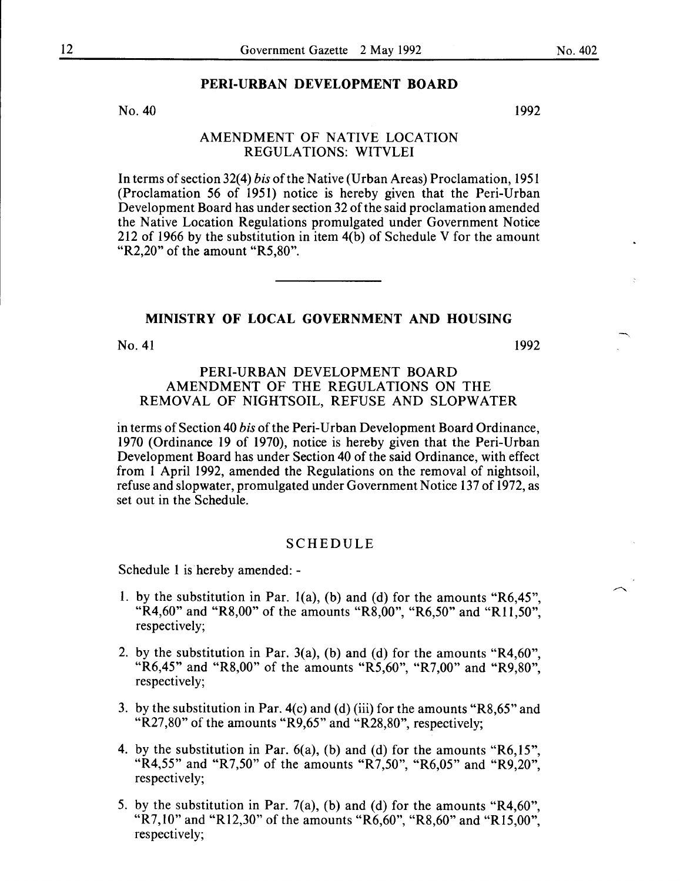## PERI-URBAN DEVELOPMENT BOARD

No. 40 1992

### AMENDMENT OF NATIVE LOCATION REGULATIONS: WITVLEI

In terms of section 32(4) *bis* of the Native (Urban Areas) Proclamation, 1951 (Proclamation 56 of 1951) notice is hereby given that the Peri-Urban Development Board has under section 32 of the said proclamation amended the Native Location Regulations promulgated under Government Notice 212 of 1966 by the substitution in item 4(b) of Schedule V for the amount "R2,20" of the amount "R5,80".

---

## MINISTRY OF LOCAL GOVERNMENT AND HOUSING

No. 41 1992

### PERI-URBAN DEVELOPMENT BOARD AMENDMENT OF THE REGULATIONS ON THE REMOVAL OF NIGHTSOIL, REFUSE AND SLOPWATER

in terms of Section 40 *bis* of the Peri-Urban Development Board Ordinance, 1970 (Ordinance 19 of 1970), notice is hereby given that the Peri-Urban Development Board has under Section 40 of the said Ordinance, with effect from 1 April 1992, amended the Regulations on the removal of nightsoil, refuse and slopwater, promulgated under Government Notice 137 of 1972, as set out in the Schedule.

### SCHEDULE

Schedule 1 is hereby amended: -

1. by the substitution in Par. 1(a), (b) and (d) for the amounts "R6,45", "R4,60" and "R8,00" of the amounts "R8,00", "R6,50" and "R11,50", respectively;
2. by the substitution in Par. 3(a), (b) and (d) for the amounts "R4,60", "R6,45" and "R8,00" of the amounts "R5,60", "R7,00" and "R9,80", respectively;
3. by the substitution in Par. 4(c) and (d) (iii) for the amounts "R8,65" and "R27,80" of the amounts "R9,65" and "R28,80", respectively;
4. by the substitution in Par. 6(a), (b) and (d) for the amounts "R6,15", "R4,55" and "R7,50" of the amounts "R7,50", "R6,05" and "R9,20", respectively;
5. by the substitution in Par. 7(a), (b) and (d) for the amounts "R4,60", "R7,10" and "R12,30" of the amounts "R6,60", "R8,60" and "R15,00", respectively;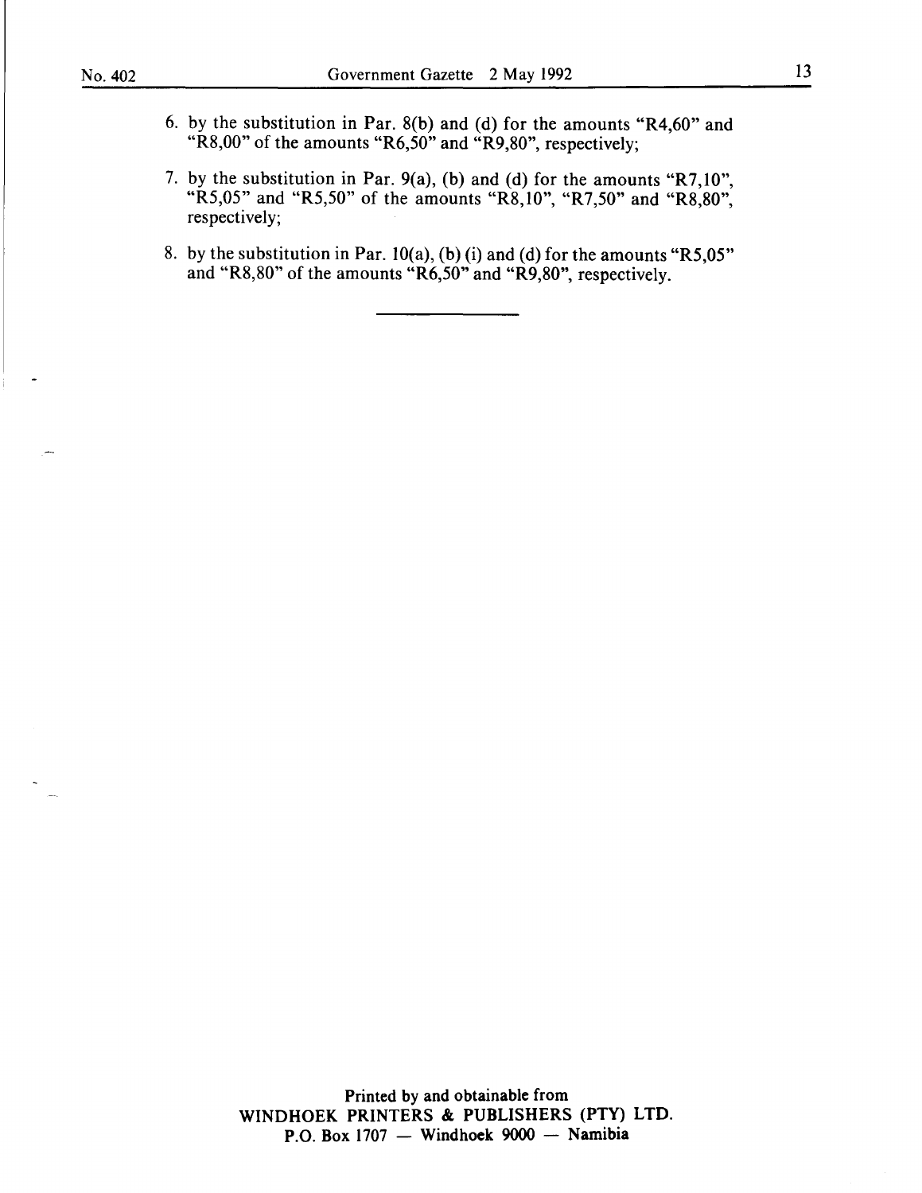6. by the substitution in Par. 8(b) and (d) for the amounts "R4,60" and "R8,00" of the amounts "R6,50" and "R9,80", respectively;

7. by the substitution in Par. 9(a), (b) and (d) for the amounts "R7,10", "R5,05" and "R5,50" of the amounts "R8,10", "R7,50" and "R8,80", respectively;

8. by the substitution in Par. 10(a), (b) (i) and (d) for the amounts "R5,05" and "R8,80" of the amounts "R6,50" and "R9,80", respectively.

---

**Printed by and obtainable from**
**WINDHOEK PRINTERS & PUBLISHERS (PTY) LTD.**
**P.O. Box 1707 — Windhoek 9000 — Namibia**